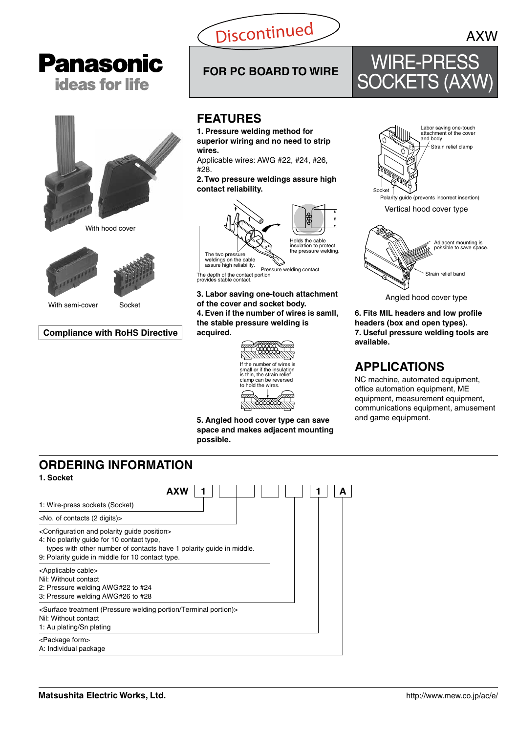Discontinued

AXW

Panasonic
ideas for life

FOR PC BOARD TO WIRE

# WIRE-PRESS SOCKETS (AXW)

With hood cover

With semi-cover

Socket

**Compliance with RoHS Directive**

## FEATURES

**1. Pressure welding method for superior wiring and no need to strip wires.**
Applicable wires: AWG #22, #24, #26, #28.

**2. Two pressure weldings assure high contact reliability.**

The two pressure weldings on the cable assure high reliability.
Holds the cable insulation to protect the pressure welding.
Pressure welding contact
The depth of the contact portion provides stable contact.

**3. Labor saving one-touch attachment of the cover and socket body.**

**4. Even if the number of wires is samll, the stable pressure welding is acquired.**

If the number of wires is small or if the insulation is thin, the strain relief clamp can be reversed to hold the wires.

**5. Angled hood cover type can save space and makes adjacent mounting possible.**

Labor saving one-touch attachment of the cover and body
Strain relief clamp
Socket
Polarity guide (prevents incorrect insertion)

Vertical hood cover type

Adjacent mounting is possible to save space.
Strain relief band

Angled hood cover type

**6. Fits MIL headers and low profile headers (box and open types).**

**7. Useful pressure welding tools are available.**

## APPLICATIONS

NC machine, automated equipment, office automation equipment, ME equipment, measurement equipment, communications equipment, amusement and game equipment.

## ORDERING INFORMATION

**1. Socket**

**AXW** [1] [ ][ ] [ ] [ ] [1] [A]

1: Wire-press sockets (Socket)

<No. of contacts (2 digits)>

<Configuration and polarity guide position>
4: No polarity guide for 10 contact type,
types with other number of contacts have 1 polarity guide in middle.
9: Polarity guide in middle for 10 contact type.

<Applicable cable>
Nil: Without contact
2: Pressure welding AWG#22 to #24
3: Pressure welding AWG#26 to #28

<Surface treatment (Pressure welding portion/Terminal portion)>
Nil: Without contact
1: Au plating/Sn plating

<Package form>
A: Individual package

Matsushita Electric Works, Ltd.

http://www.mew.co.jp/ac/e/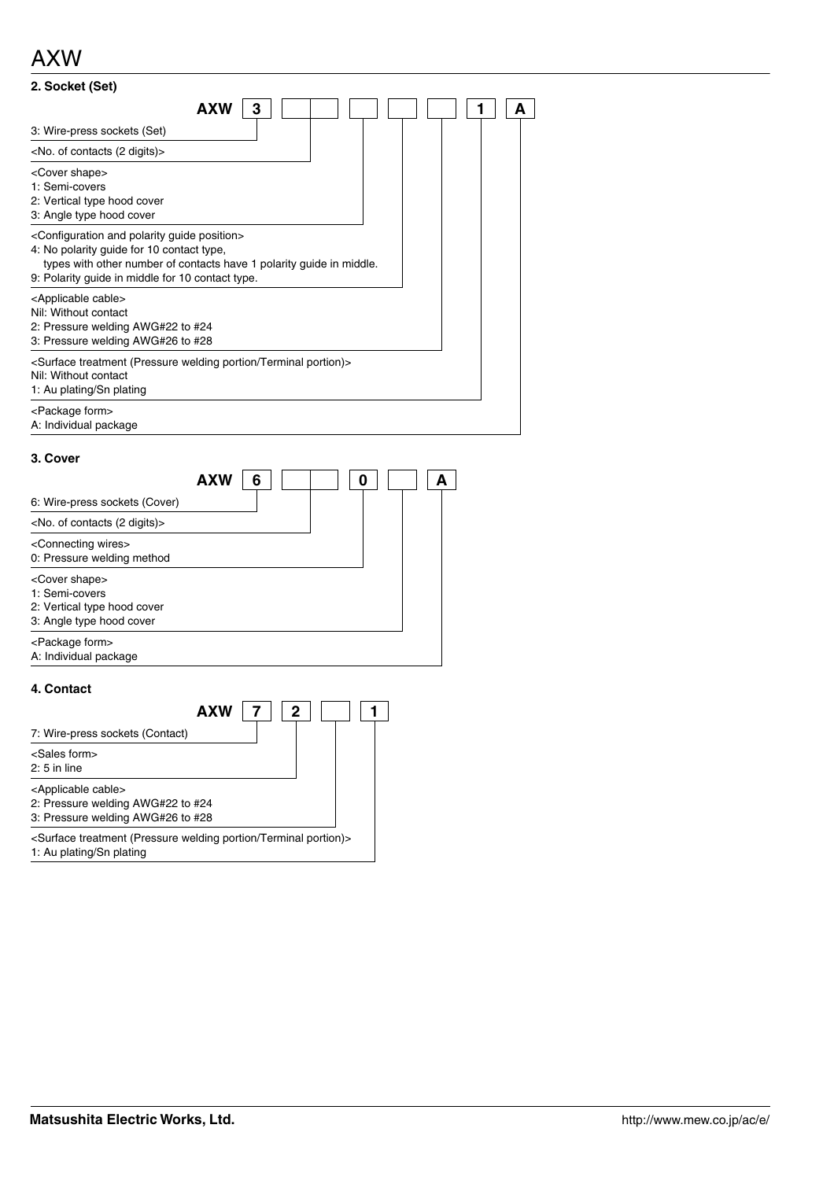### 2. Socket (Set)

**AXW** | **3** | ☐☐ | ☐ | ☐ | ☐ | **1** | **A**

- 3: Wire-press sockets (Set)
- <No. of contacts (2 digits)>
- <Cover shape>
  1: Semi-covers
  2: Vertical type hood cover
  3: Angle type hood cover
- <Configuration and polarity guide position>
  4: No polarity guide for 10 contact type,
  types with other number of contacts have 1 polarity guide in middle.
  9: Polarity guide in middle for 10 contact type.
- <Applicable cable>
  Nil: Without contact
  2: Pressure welding AWG#22 to #24
  3: Pressure welding AWG#26 to #28
- <Surface treatment (Pressure welding portion/Terminal portion)>
  Nil: Without contact
  1: Au plating/Sn plating
- <Package form>
  A: Individual package

### 3. Cover

**AXW** | **6** | ☐☐ | **0** | ☐ | **A**

- 6: Wire-press sockets (Cover)
- <No. of contacts (2 digits)>
- <Connecting wires>
  0: Pressure welding method
- <Cover shape>
  1: Semi-covers
  2: Vertical type hood cover
  3: Angle type hood cover
- <Package form>
  A: Individual package

### 4. Contact

**AXW** | **7** | **2** | ☐ | **1**

- 7: Wire-press sockets (Contact)
- <Sales form>
  2: 5 in line
- <Applicable cable>
  2: Pressure welding AWG#22 to #24
  3: Pressure welding AWG#26 to #28
- <Surface treatment (Pressure welding portion/Terminal portion)>
  1: Au plating/Sn plating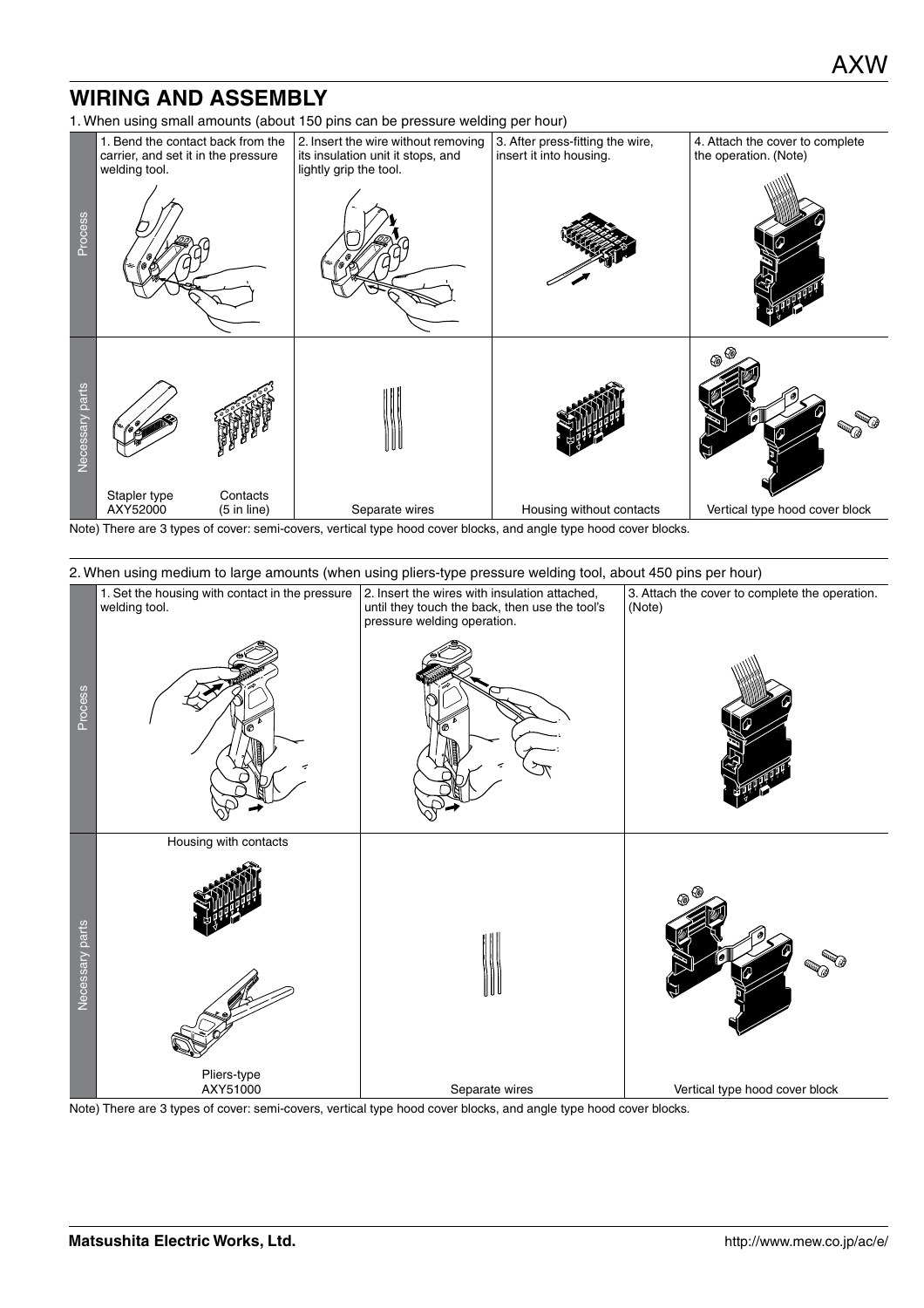## WIRING AND ASSEMBLY

1. When using small amounts (about 150 pins can be pressure welding per hour)

| | | | | |
|---|---|---|---|---|
| Process | 1. Bend the contact back from the carrier, and set it in the pressure welding tool. | 2. Insert the wire without removing its insulation unit it stops, and lightly grip the tool. | 3. After press-fitting the wire, insert it into housing. | 4. Attach the cover to complete the operation. (Note) |
| Necessary parts | Stapler type AXY52000 / Contacts (5 in line) | Separate wires | Housing without contacts | Vertical type hood cover block |

Note) There are 3 types of cover: semi-covers, vertical type hood cover blocks, and angle type hood cover blocks.

2. When using medium to large amounts (when using pliers-type pressure welding tool, about 450 pins per hour)

| | | | |
|---|---|---|---|
| Process | 1. Set the housing with contact in the pressure welding tool. | 2. Insert the wires with insulation attached, until they touch the back, then use the tool's pressure welding operation. | 3. Attach the cover to complete the operation. (Note) |
| Necessary parts | Housing with contacts / Pliers-type AXY51000 | Separate wires | Vertical type hood cover block |

Note) There are 3 types of cover: semi-covers, vertical type hood cover blocks, and angle type hood cover blocks.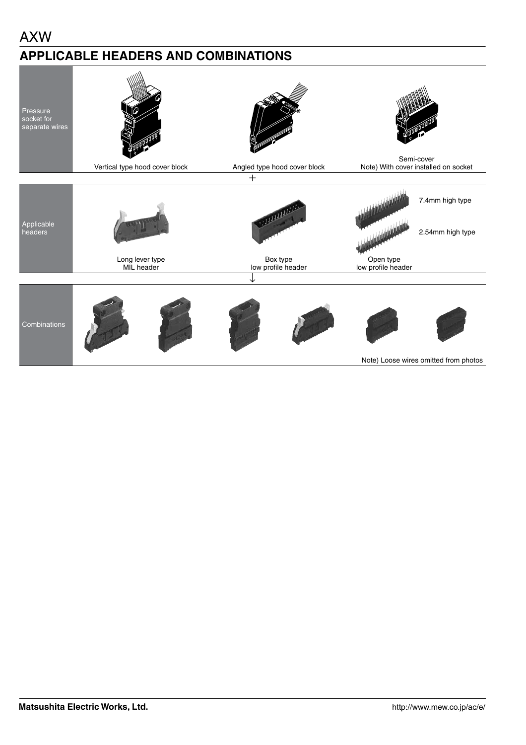AXW

## APPLICABLE HEADERS AND COMBINATIONS

| | | | |
|---|---|---|---|
| Pressure socket for separate wires | Vertical type hood cover block | Angled type hood cover block | Semi-cover<br>Note) With cover installed on socket |
| | | + | |
| Applicable headers | Long lever type<br>MIL header | Box type<br>low profile header | Open type<br>low profile header<br>7.4mm high type<br>2.54mm high type |
| | | ↓ | |
| Combinations | | | Note) Loose wires omitted from photos |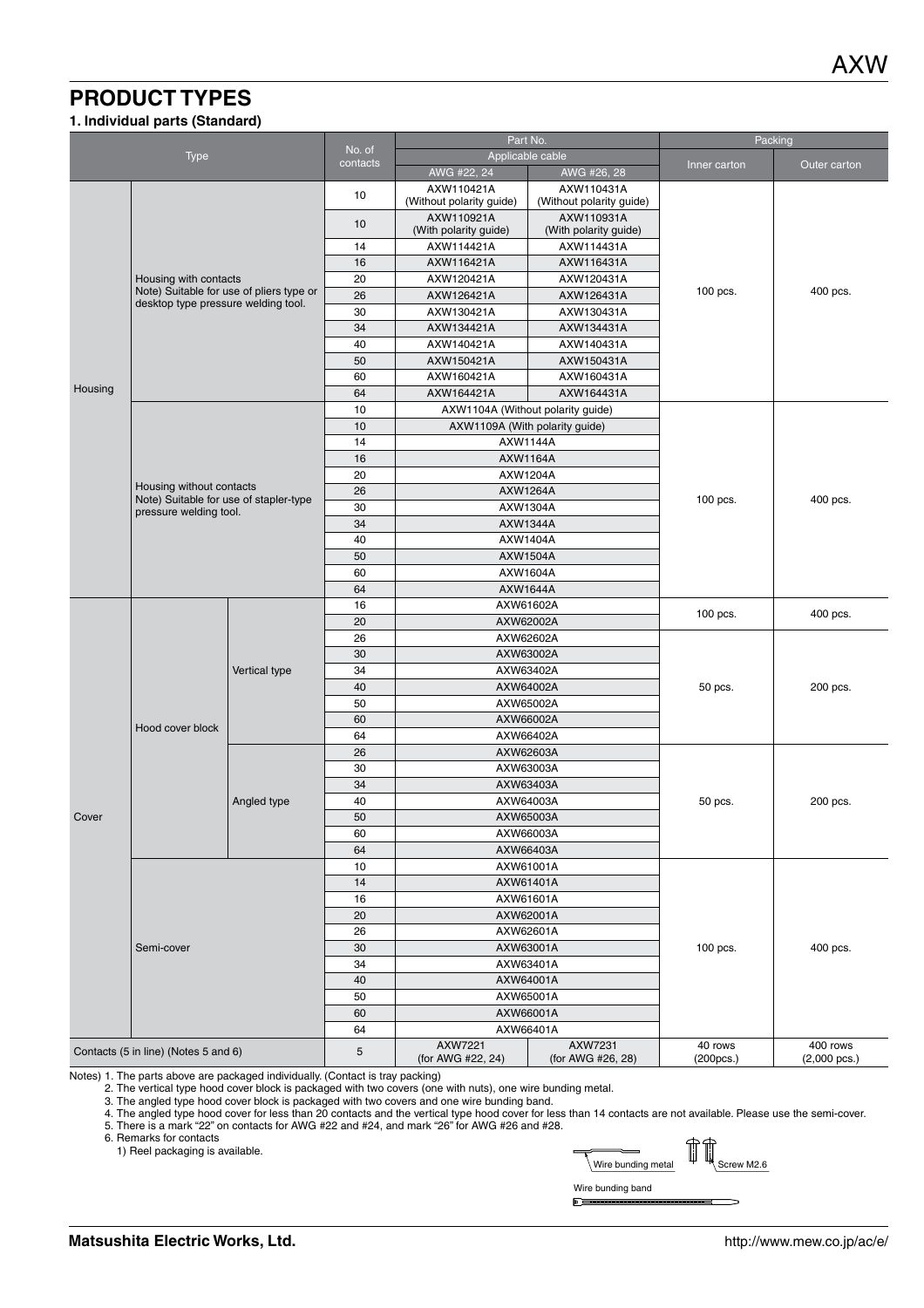## PRODUCT TYPES

### 1. Individual parts (Standard)

| Type | | | No. of contacts | Part No. | | Packing | |
|---|---|---|---|---|---|---|---|
| | | | | Applicable cable | | Inner carton | Outer carton |
| | | | | AWG #22, 24 | AWG #26, 28 | | |
| Housing | Housing with contacts Note) Suitable for use of pliers type or desktop type pressure welding tool. | | 10 | AXW110421A (Without polarity guide) | AXW110431A (Without polarity guide) | 100 pcs. | 400 pcs. |
| | | | 10 | AXW110921A (With polarity guide) | AXW110931A (With polarity guide) | | |
| | | | 14 | AXW114421A | AXW114431A | | |
| | | | 16 | AXW116421A | AXW116431A | | |
| | | | 20 | AXW120421A | AXW120431A | | |
| | | | 26 | AXW126421A | AXW126431A | | |
| | | | 30 | AXW130421A | AXW130431A | | |
| | | | 34 | AXW134421A | AXW134431A | | |
| | | | 40 | AXW140421A | AXW140431A | | |
| | | | 50 | AXW150421A | AXW150431A | | |
| | | | 60 | AXW160421A | AXW160431A | | |
| | | | 64 | AXW164421A | AXW164431A | | |
| | Housing without contacts Note) Suitable for use of stapler-type pressure welding tool. | | 10 | AXW1104A (Without polarity guide) | | 100 pcs. | 400 pcs. |
| | | | 10 | AXW1109A (With polarity guide) | | | |
| | | | 14 | AXW1144A | | | |
| | | | 16 | AXW1164A | | | |
| | | | 20 | AXW1204A | | | |
| | | | 26 | AXW1264A | | | |
| | | | 30 | AXW1304A | | | |
| | | | 34 | AXW1344A | | | |
| | | | 40 | AXW1404A | | | |
| | | | 50 | AXW1504A | | | |
| | | | 60 | AXW1604A | | | |
| | | | 64 | AXW1644A | | | |
| Cover | Hood cover block | Vertical type | 16 | AXW61602A | | 100 pcs. | 400 pcs. |
| | | | 20 | AXW62002A | | | |
| | | | 26 | AXW62602A | | 50 pcs. | 200 pcs. |
| | | | 30 | AXW63002A | | | |
| | | | 34 | AXW63402A | | | |
| | | | 40 | AXW64002A | | | |
| | | | 50 | AXW65002A | | | |
| | | | 60 | AXW66002A | | | |
| | | | 64 | AXW66402A | | | |
| | | Angled type | 26 | AXW62603A | | 50 pcs. | 200 pcs. |
| | | | 30 | AXW63003A | | | |
| | | | 34 | AXW63403A | | | |
| | | | 40 | AXW64003A | | | |
| | | | 50 | AXW65003A | | | |
| | | | 60 | AXW66003A | | | |
| | | | 64 | AXW66403A | | | |
| | Semi-cover | | 10 | AXW61001A | | 100 pcs. | 400 pcs. |
| | | | 14 | AXW61401A | | | |
| | | | 16 | AXW61601A | | | |
| | | | 20 | AXW62001A | | | |
| | | | 26 | AXW62601A | | | |
| | | | 30 | AXW63001A | | | |
| | | | 34 | AXW63401A | | | |
| | | | 40 | AXW64001A | | | |
| | | | 50 | AXW65001A | | | |
| | | | 60 | AXW66001A | | | |
| | | | 64 | AXW66401A | | | |
| Contacts (5 in line) (Notes 5 and 6) | | | 5 | AXW7221 (for AWG #22, 24) | AXW7231 (for AWG #26, 28) | 40 rows (200pcs.) | 400 rows (2,000 pcs.) |

Notes) 1. The parts above are packaged individually. (Contact is tray packing)
2. The vertical type hood cover block is packaged with two covers (one with nuts), one wire bunding metal.
3. The angled type hood cover block is packaged with two covers and one wire bunding band.
4. The angled type hood cover for less than 20 contacts and the vertical type hood cover for less than 14 contacts are not available. Please use the semi-cover.
5. There is a mark "22" on contacts for AWG #22 and #24, and mark "26" for AWG #26 and #28.
6. Remarks for contacts
1) Reel packaging is available.

Wire bunding metal

Screw M2.6

Wire bunding band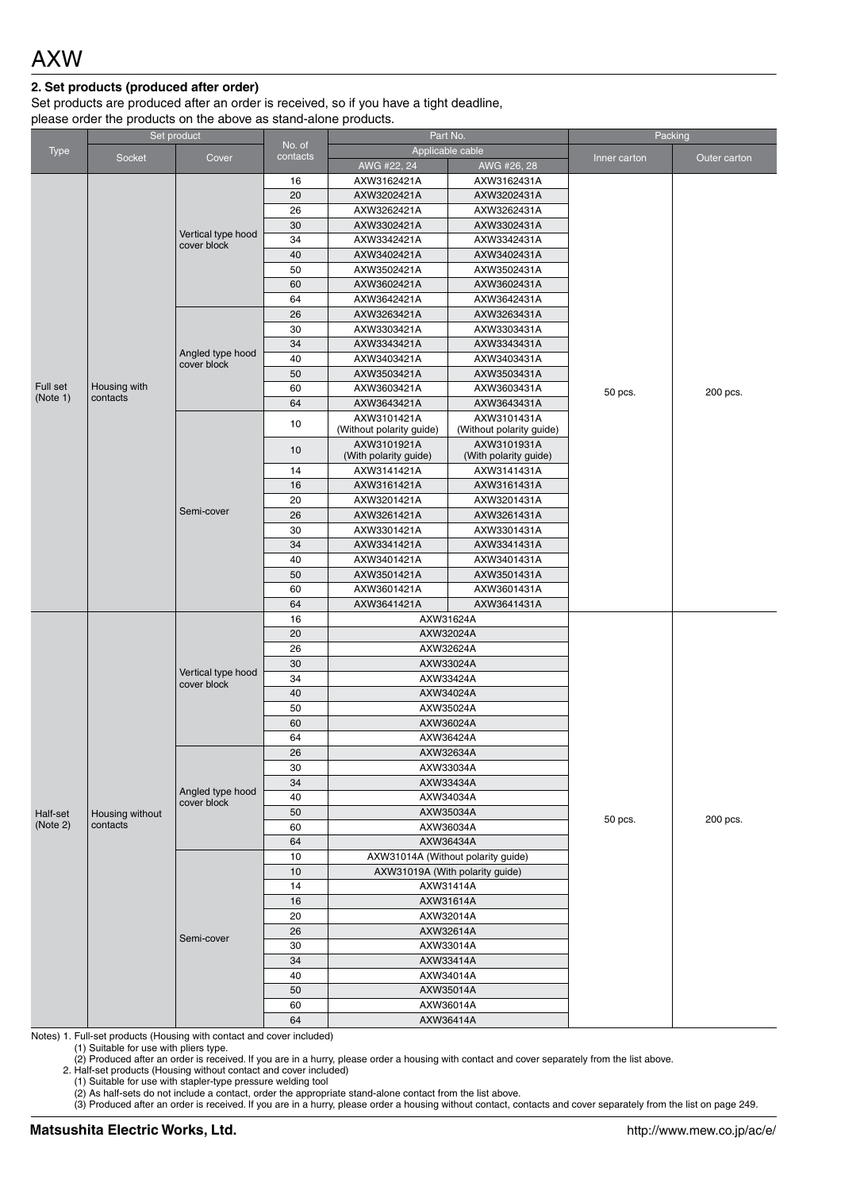# AXW

### 2. Set products (produced after order)

Set products are produced after an order is received, so if you have a tight deadline, please order the products on the above as stand-alone products.

| Type | Set product | | No. of contacts | Part No. | | Packing | |
|---|---|---|---|---|---|---|---|
| | Socket | Cover | | Applicable cable | | Inner carton | Outer carton |
| | | | | AWG #22, 24 | AWG #26, 28 | | |
| Full set (Note 1) | Housing with contacts | Vertical type hood cover block | 16 | AXW3162421A | AXW3162431A | 50 pcs. | 200 pcs. |
| | | | 20 | AXW3202421A | AXW3202431A | | |
| | | | 26 | AXW3262421A | AXW3262431A | | |
| | | | 30 | AXW3302421A | AXW3302431A | | |
| | | | 34 | AXW3342421A | AXW3342431A | | |
| | | | 40 | AXW3402421A | AXW3402431A | | |
| | | | 50 | AXW3502421A | AXW3502431A | | |
| | | | 60 | AXW3602421A | AXW3602431A | | |
| | | | 64 | AXW3642421A | AXW3642431A | | |
| | | Angled type hood cover block | 26 | AXW3263421A | AXW3263431A | | |
| | | | 30 | AXW3303421A | AXW3303431A | | |
| | | | 34 | AXW3343421A | AXW3343431A | | |
| | | | 40 | AXW3403421A | AXW3403431A | | |
| | | | 50 | AXW3503421A | AXW3503431A | | |
| | | | 60 | AXW3603421A | AXW3603431A | | |
| | | | 64 | AXW3643421A | AXW3643431A | | |
| | | Semi-cover | 10 | AXW3101421A (Without polarity guide) | AXW3101431A (Without polarity guide) | | |
| | | | 10 | AXW3101921A (With polarity guide) | AXW3101931A (With polarity guide) | | |
| | | | 14 | AXW3141421A | AXW3141431A | | |
| | | | 16 | AXW3161421A | AXW3161431A | | |
| | | | 20 | AXW3201421A | AXW3201431A | | |
| | | | 26 | AXW3261421A | AXW3261431A | | |
| | | | 30 | AXW3301421A | AXW3301431A | | |
| | | | 34 | AXW3341421A | AXW3341431A | | |
| | | | 40 | AXW3401421A | AXW3401431A | | |
| | | | 50 | AXW3501421A | AXW3501431A | | |
| | | | 60 | AXW3601421A | AXW3601431A | | |
| | | | 64 | AXW3641421A | AXW3641431A | | |
| Half-set (Note 2) | Housing without contacts | Vertical type hood cover block | 16 | AXW31624A | | 50 pcs. | 200 pcs. |
| | | | 20 | AXW32024A | | | |
| | | | 26 | AXW32624A | | | |
| | | | 30 | AXW33024A | | | |
| | | | 34 | AXW33424A | | | |
| | | | 40 | AXW34024A | | | |
| | | | 50 | AXW35024A | | | |
| | | | 60 | AXW36024A | | | |
| | | | 64 | AXW36424A | | | |
| | | Angled type hood cover block | 26 | AXW32634A | | | |
| | | | 30 | AXW33034A | | | |
| | | | 34 | AXW33434A | | | |
| | | | 40 | AXW34034A | | | |
| | | | 50 | AXW35034A | | | |
| | | | 60 | AXW36034A | | | |
| | | | 64 | AXW36434A | | | |
| | | Semi-cover | 10 | AXW31014A (Without polarity guide) | | | |
| | | | 10 | AXW31019A (With polarity guide) | | | |
| | | | 14 | AXW31414A | | | |
| | | | 16 | AXW31614A | | | |
| | | | 20 | AXW32014A | | | |
| | | | 26 | AXW32614A | | | |
| | | | 30 | AXW33014A | | | |
| | | | 34 | AXW33414A | | | |
| | | | 40 | AXW34014A | | | |
| | | | 50 | AXW35014A | | | |
| | | | 60 | AXW36014A | | | |
| | | | 64 | AXW36414A | | | |

Notes) 1. Full-set products (Housing with contact and cover included)
(1) Suitable for use with pliers type.
(2) Produced after an order is received. If you are in a hurry, please order a housing with contact and cover separately from the list above.
2. Half-set products (Housing without contact and cover included)
(1) Suitable for use with stapler-type pressure welding tool
(2) As half-sets do not include a contact, order the appropriate stand-alone contact from the list above.
(3) Produced after an order is received. If you are in a hurry, please order a housing without contact, contacts and cover separately from the list on page 249.

**Matsushita Electric Works, Ltd.** http://www.mew.co.jp/ac/e/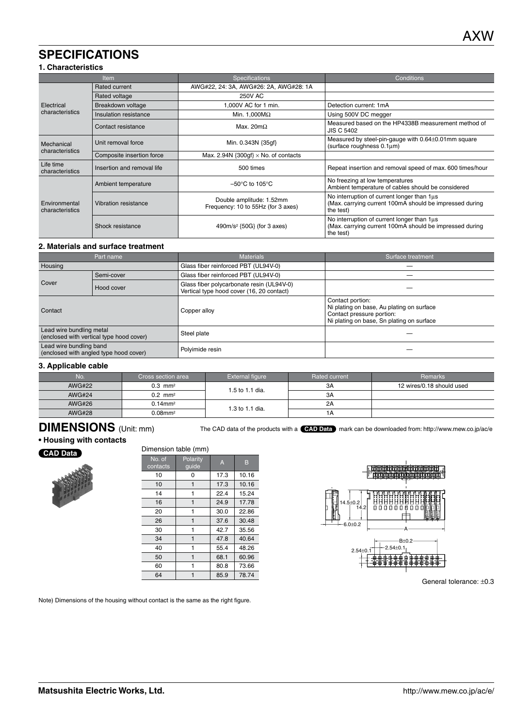# SPECIFICATIONS

### 1. Characteristics

| Item | | Specifications | Conditions |
|---|---|---|---|
| Electrical characteristics | Rated current | AWG#22, 24: 3A, AWG#26: 2A, AWG#28: 1A | |
| | Rated voltage | 250V AC | |
| | Breakdown voltage | 1,000V AC for 1 min. | Detection current: 1mA |
| | Insulation resistance | Min. 1,000MΩ | Using 500V DC megger |
| | Contact resistance | Max. 20mΩ | Measured based on the HP4338B measurement method of JIS C 5402 |
| Mechanical characteristics | Unit removal force | Min. 0.343N {35gf} | Measured by steel-pin-gauge with 0.64±0.01mm square (surface roughness 0.1μm) |
| | Composite insertion force | Max. 2.94N {300gf} × No. of contacts | |
| Life time characteristics | Insertion and removal life | 500 times | Repeat insertion and removal speed of max. 600 times/hour |
| Environmental characteristics | Ambient temperature | –50°C to 105°C | No freezing at low temperatures<br>Ambient temperature of cables should be considered |
| | Vibration resistance | Double amplitude: 1.52mm<br>Frequency: 10 to 55Hz (for 3 axes) | No interruption of current longer than 1μs<br>(Max. carrying current 100mA should be impressed during the test) |
| | Shock resistance | 490m/s² {50G} (for 3 axes) | No interruption of current longer than 1μs<br>(Max. carrying current 100mA should be impressed during the test) |

### 2. Materials and surface treatment

| Part name | | Materials | Surface treatment |
|---|---|---|---|
| Housing | | Glass fiber reinforced PBT (UL94V-0) | — |
| Cover | Semi-cover | Glass fiber reinforced PBT (UL94V-0) | — |
| | Hood cover | Glass fiber polycarbonate resin (UL94V-0)<br>Vertical type hood cover (16, 20 contact) | — |
| Contact | | Copper alloy | Contact portion:<br>Ni plating on base, Au plating on surface<br>Contact pressure portion:<br>Ni plating on base, Sn plating on surface |
| Lead wire bundling metal (enclosed with vertical type hood cover) | | Steel plate | — |
| Lead wire bundling band (enclosed with angled type hood cover) | | Polyimide resin | — |

### 3. Applicable cable

| No. | Cross section area | External figure | Rated current | Remarks |
|---|---|---|---|---|
| AWG#22 | 0.3 mm² | 1.5 to 1.1 dia. | 3A | 12 wires/0.18 should used |
| AWG#24 | 0.2 mm² | | 3A | |
| AWG#26 | 0.14mm² | 1.3 to 1.1 dia. | 2A | |
| AWG#28 | 0.08mm² | | 1A | |

# DIMENSIONS (Unit: mm)

The CAD data of the products with a **CAD Data** mark can be downloaded from: http://www.mew.co.jp/ac/e

**• Housing with contacts**

**CAD Data**

Dimension table (mm)

| No. of contacts | Polarity guide | A | B |
|---|---|---|---|
| 10 | 0 | 17.3 | 10.16 |
| 10 | 1 | 17.3 | 10.16 |
| 14 | 1 | 22.4 | 15.24 |
| 16 | 1 | 24.9 | 17.78 |
| 20 | 1 | 30.0 | 22.86 |
| 26 | 1 | 37.6 | 30.48 |
| 30 | 1 | 42.7 | 35.56 |
| 34 | 1 | 47.8 | 40.64 |
| 40 | 1 | 55.4 | 48.26 |
| 50 | 1 | 68.1 | 60.96 |
| 60 | 1 | 80.8 | 73.66 |
| 64 | 1 | 85.9 | 78.74 |

14.5±0.2　14.2　6.0±0.2　A　B±0.2　2.54±0.1　2.54±0.1

General tolerance: ±0.3

Note) Dimensions of the housing without contact is the same as the right figure.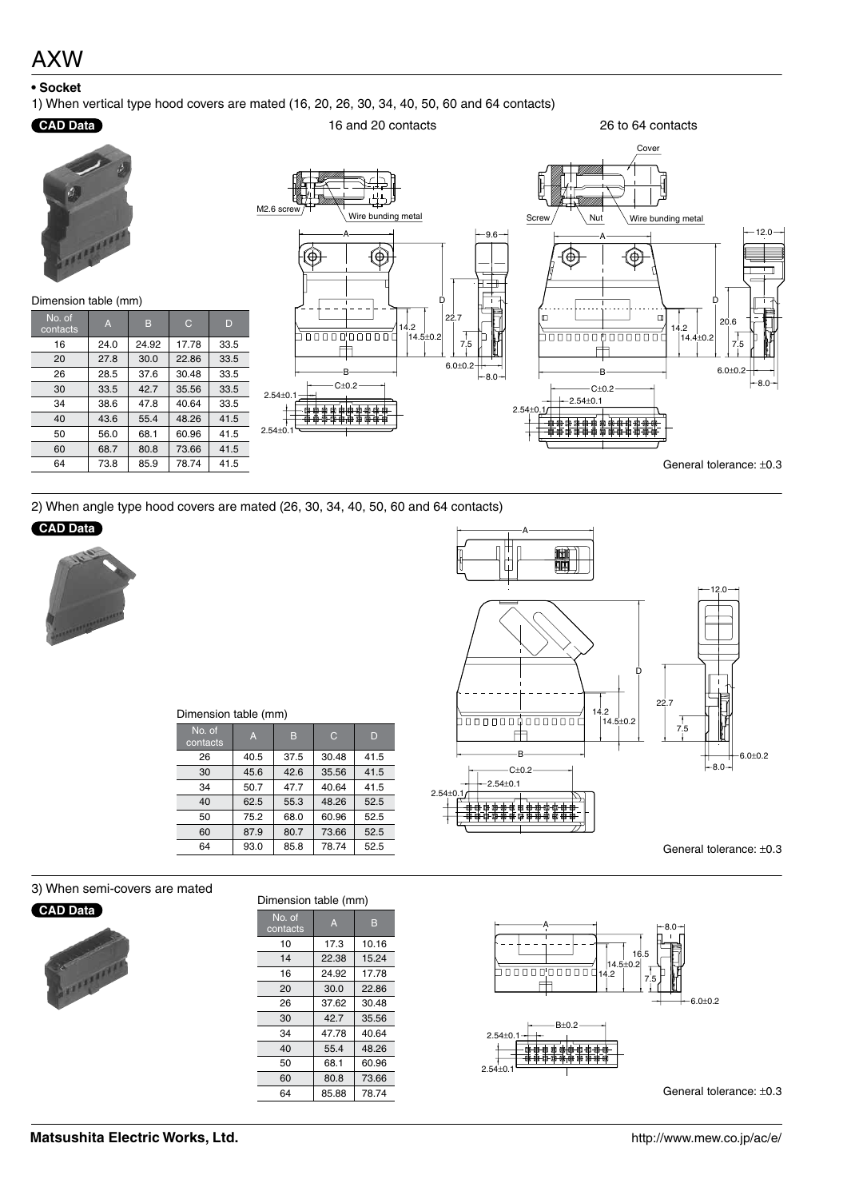# AXW

**• Socket**

1) When vertical type hood covers are mated (16, 20, 26, 30, 34, 40, 50, 60 and 64 contacts)

CAD Data

16 and 20 contacts

26 to 64 contacts

Dimension table (mm)

| No. of contacts | A | B | C | D |
|---|---|---|---|---|
| 16 | 24.0 | 24.92 | 17.78 | 33.5 |
| 20 | 27.8 | 30.0 | 22.86 | 33.5 |
| 26 | 28.5 | 37.6 | 30.48 | 33.5 |
| 30 | 33.5 | 42.7 | 35.56 | 33.5 |
| 34 | 38.6 | 47.8 | 40.64 | 33.5 |
| 40 | 43.6 | 55.4 | 48.26 | 41.5 |
| 50 | 56.0 | 68.1 | 60.96 | 41.5 |
| 60 | 68.7 | 80.8 | 73.66 | 41.5 |
| 64 | 73.8 | 85.9 | 78.74 | 41.5 |

General tolerance: ±0.3

2) When angle type hood covers are mated (26, 30, 34, 40, 50, 60 and 64 contacts)

CAD Data

Dimension table (mm)

| No. of contacts | A | B | C | D |
|---|---|---|---|---|
| 26 | 40.5 | 37.5 | 30.48 | 41.5 |
| 30 | 45.6 | 42.6 | 35.56 | 41.5 |
| 34 | 50.7 | 47.7 | 40.64 | 41.5 |
| 40 | 62.5 | 55.3 | 48.26 | 52.5 |
| 50 | 75.2 | 68.0 | 60.96 | 52.5 |
| 60 | 87.9 | 80.7 | 73.66 | 52.5 |
| 64 | 93.0 | 85.8 | 78.74 | 52.5 |

General tolerance: ±0.3

3) When semi-covers are mated

CAD Data

Dimension table (mm)

| No. of contacts | A | B |
|---|---|---|
| 10 | 17.3 | 10.16 |
| 14 | 22.38 | 15.24 |
| 16 | 24.92 | 17.78 |
| 20 | 30.0 | 22.86 |
| 26 | 37.62 | 30.48 |
| 30 | 42.7 | 35.56 |
| 34 | 47.78 | 40.64 |
| 40 | 55.4 | 48.26 |
| 50 | 68.1 | 60.96 |
| 60 | 80.8 | 73.66 |
| 64 | 85.88 | 78.74 |

General tolerance: ±0.3

**Matsushita Electric Works, Ltd.**

http://www.mew.co.jp/ac/e/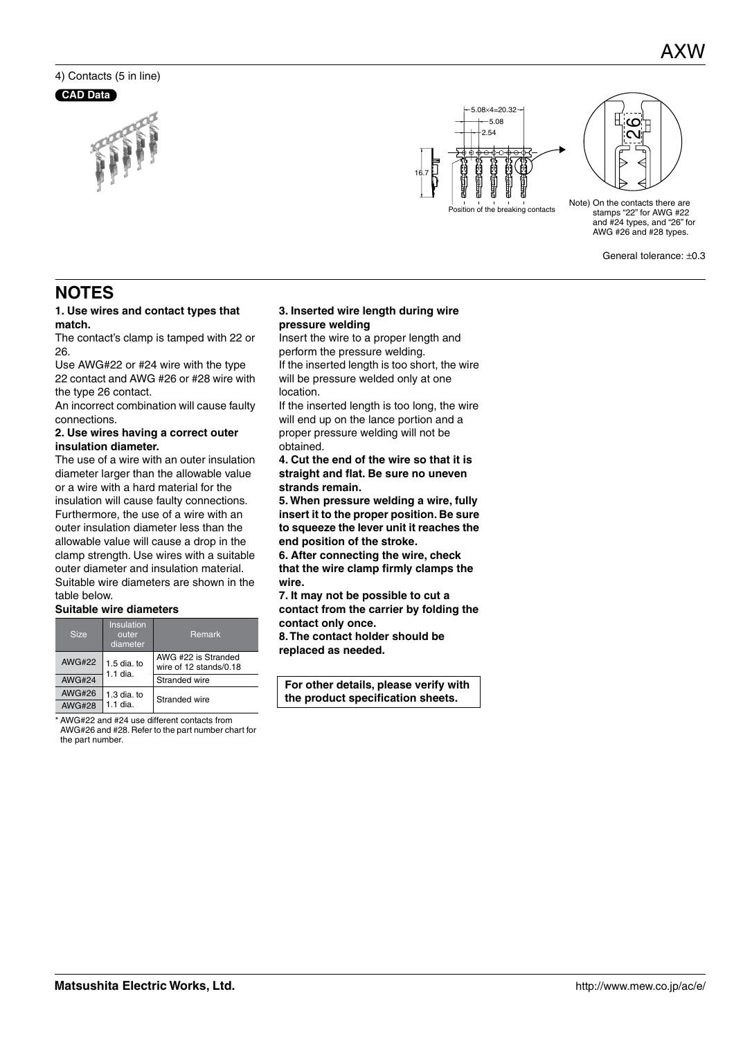4) Contacts (5 in line)

CAD Data

5.08×4=20.32

5.08

2.54

16.7

Position of the breaking contacts

Note) On the contacts there are stamps "22" for AWG #22 and #24 types, and "26" for AWG #26 and #28 types.

General tolerance: ±0.3

## NOTES

**1. Use wires and contact types that match.**

The contact's clamp is tamped with 22 or 26.

Use AWG#22 or #24 wire with the type 22 contact and AWG #26 or #28 wire with the type 26 contact.

An incorrect combination will cause faulty connections.

**2. Use wires having a correct outer insulation diameter.**

The use of a wire with an outer insulation diameter larger than the allowable value or a wire with a hard material for the insulation will cause faulty connections. Furthermore, the use of a wire with an outer insulation diameter less than the allowable value will cause a drop in the clamp strength. Use wires with a suitable outer diameter and insulation material. Suitable wire diameters are shown in the table below.

**Suitable wire diameters**

| Size | Insulation outer diameter | Remark |
|---|---|---|
| AWG#22 | 1.5 dia. to 1.1 dia. | AWG #22 is Stranded wire of 12 stands/0.18 |
| AWG#24 | | Stranded wire |
| AWG#26 | 1.3 dia. to 1.1 dia. | Stranded wire |
| AWG#28 | | |

* AWG#22 and #24 use different contacts from AWG#26 and #28. Refer to the part number chart for the part number.

**3. Inserted wire length during wire pressure welding**

Insert the wire to a proper length and perform the pressure welding.

If the inserted length is too short, the wire will be pressure welded only at one location.

If the inserted length is too long, the wire will end up on the lance portion and a proper pressure welding will not be obtained.

**4. Cut the end of the wire so that it is straight and flat. Be sure no uneven strands remain.**

**5. When pressure welding a wire, fully insert it to the proper position. Be sure to squeeze the lever unit it reaches the end position of the stroke.**

**6. After connecting the wire, check that the wire clamp firmly clamps the wire.**

**7. It may not be possible to cut a contact from the carrier by folding the contact only once.**

**8. The contact holder should be replaced as needed.**

**For other details, please verify with the product specification sheets.**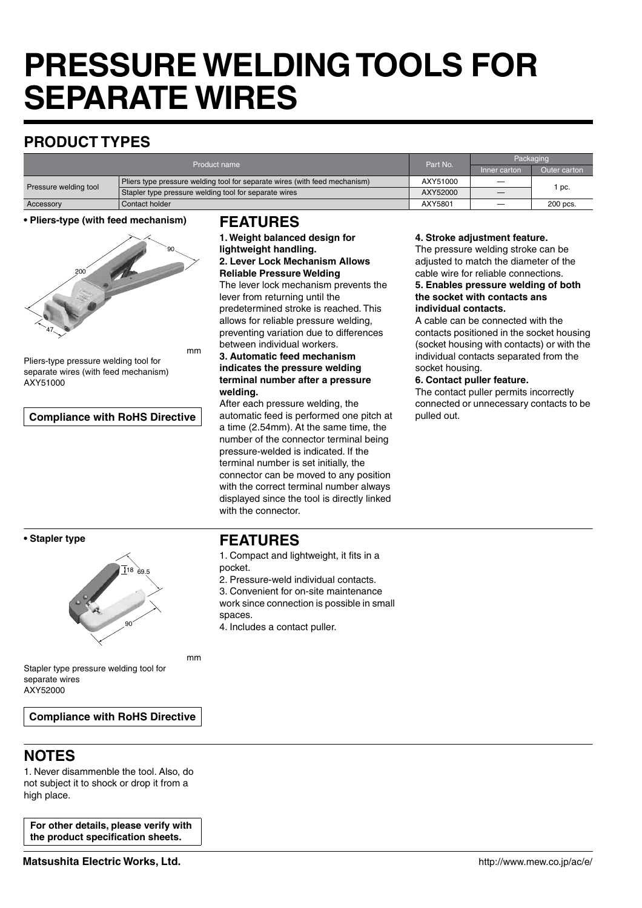# PRESSURE WELDING TOOLS FOR SEPARATE WIRES

## PRODUCT TYPES

| Product name | | Part No. | Packaging | |
|---|---|---|---|---|
| | | | Inner carton | Outer carton |
| Pressure welding tool | Pliers type pressure welding tool for separate wires (with feed mechanism) | AXY51000 | — | 1 pc. |
| | Stapler type pressure welding tool for separate wires | AXY52000 | — | |
| Accessory | Contact holder | AXY5801 | — | 200 pcs. |

**• Pliers-type (with feed mechanism)**

200
90
47
mm

Pliers-type pressure welding tool for separate wires (with feed mechanism)
AXY51000

**Compliance with RoHS Directive**

## FEATURES

**1. Weight balanced design for lightweight handling.**

**2. Lever Lock Mechanism Allows Reliable Pressure Welding**

The lever lock mechanism prevents the lever from returning until the predetermined stroke is reached. This allows for reliable pressure welding, preventing variation due to differences between individual workers.

**3. Automatic feed mechanism indicates the pressure welding terminal number after a pressure welding.**

After each pressure welding, the automatic feed is performed one pitch at a time (2.54mm). At the same time, the number of the connector terminal being pressure-welded is indicated. If the terminal number is set initially, the connector can be moved to any position with the correct terminal number always displayed since the tool is directly linked with the connector.

**4. Stroke adjustment feature.**

The pressure welding stroke can be adjusted to match the diameter of the cable wire for reliable connections.

**5. Enables pressure welding of both the socket with contacts ans individual contacts.**

A cable can be connected with the contacts positioned in the socket housing (socket housing with contacts) or with the individual contacts separated from the socket housing.

**6. Contact puller feature.**

The contact puller permits incorrectly connected or unnecessary contacts to be pulled out.

**• Stapler type**

18
69.5
90
mm

Stapler type pressure welding tool for separate wires
AXY52000

**Compliance with RoHS Directive**

## FEATURES

1. Compact and lightweight, it fits in a pocket.
2. Pressure-weld individual contacts.
3. Convenient for on-site maintenance work since connection is possible in small spaces.
4. Includes a contact puller.

## NOTES

1. Never disammenble the tool. Also, do not subject it to shock or drop it from a high place.

**For other details, please verify with the product specification sheets.**